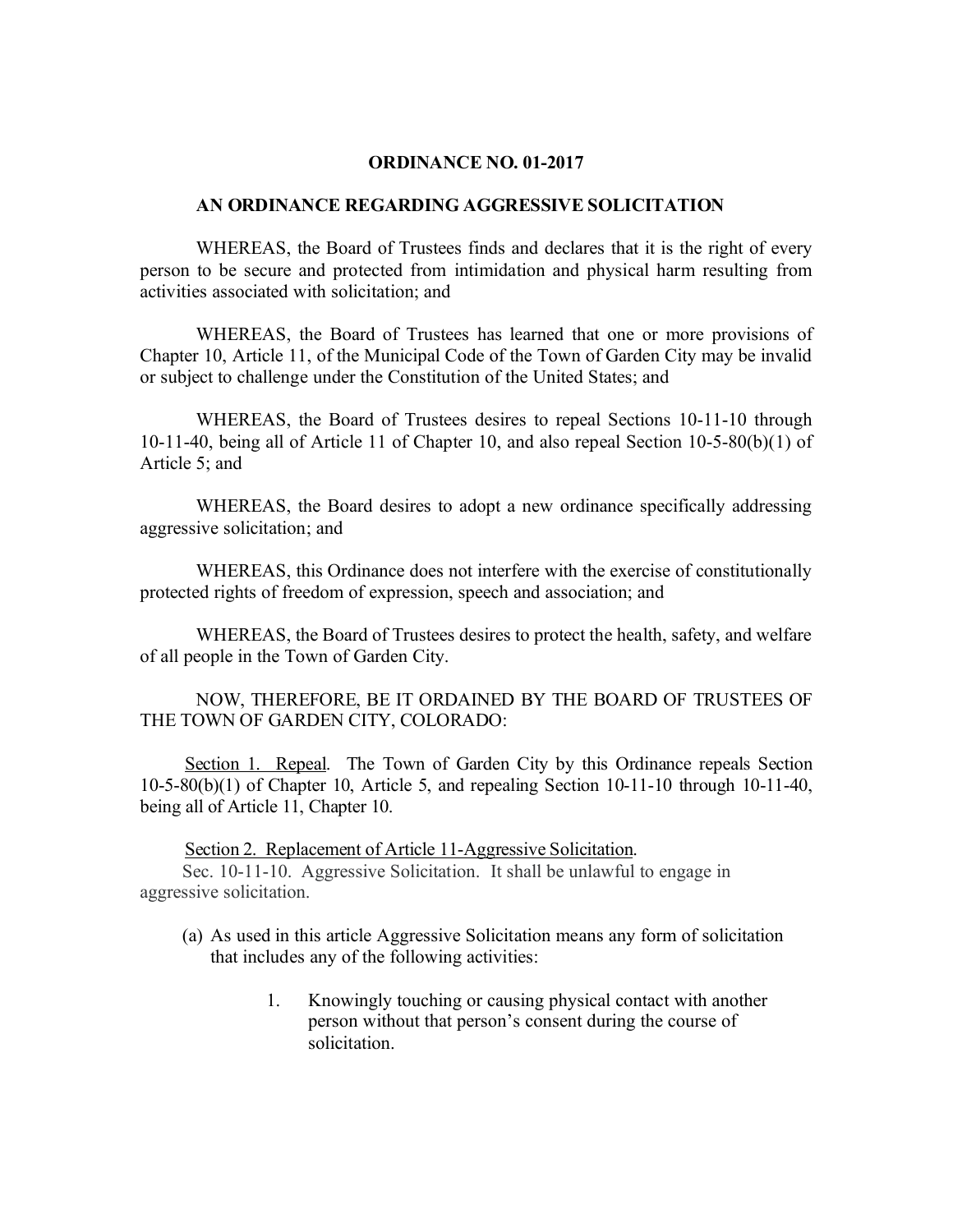# ORDINANCE NO. 01-2017

## AN ORDINANCE REGARDING AGGRESSIVE SOLICITATION

WHEREAS, the Board of Trustees finds and declares that it is the right of every person to be secure and protected from intimidation and physical harm resulting from activities associated with solicitation; and

WHEREAS, the Board of Trustees has learned that one or more provisions of Chapter 10, Article 11, of the Municipal Code of the Town of Garden City may be invalid or subject to challenge under the Constitution of the United States; and

WHEREAS, the Board of Trustees desires to repeal Sections 10-11-10 through 10-11-40, being all of Article 11 of Chapter 10, and also repeal Section 10-5-80(b)(1) of Article 5; and

WHEREAS, the Board desires to adopt a new ordinance specifically addressing aggressive solicitation; and

WHEREAS, this Ordinance does not interfere with the exercise of constitutionally protected rights of freedom of expression, speech and association; and

WHEREAS, the Board of Trustees desires to protect the health, safety, and welfare of all people in the Town of Garden City.

NOW, THEREFORE, BE IT ORDAINED BY THE BOARD OF TRUSTEES OF THE TOWN OF GARDEN CITY, COLORADO:

<u>Section 1. Repeal</u>. The Town of Garden City by this Ordinance repeals Section 10-5-80(b)(1) of Chapter 10, Article 5, and repealing Section 10-11-10 through 10-11-40, being all of Article 11, Chapter 10.

<u>Section 2. Replacement of Article 11-Aggressive Solicitation</u>.

Sec. 10-11-10. Aggressive Solicitation. It shall be unlawful to engage in aggressive solicitation.

(a) As used in this article Aggressive Solicitation means any form of solicitation that includes any of the following activities:

1. Knowingly touching or causing physical contact with another person without that person's consent during the course of solicitation.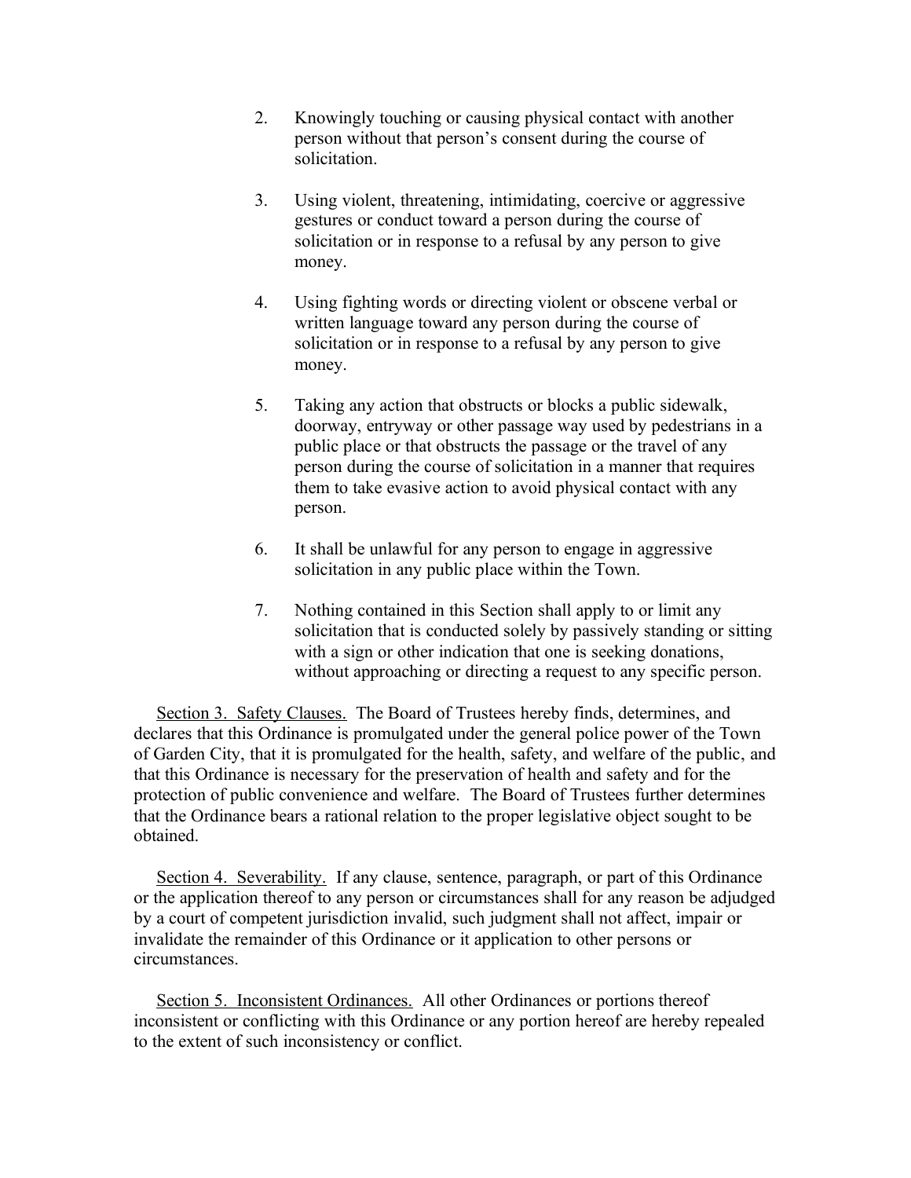2. Knowingly touching or causing physical contact with another person without that person's consent during the course of solicitation.

3. Using violent, threatening, intimidating, coercive or aggressive gestures or conduct toward a person during the course of solicitation or in response to a refusal by any person to give money.

4. Using fighting words or directing violent or obscene verbal or written language toward any person during the course of solicitation or in response to a refusal by any person to give money.

5. Taking any action that obstructs or blocks a public sidewalk, doorway, entryway or other passage way used by pedestrians in a public place or that obstructs the passage or the travel of any person during the course of solicitation in a manner that requires them to take evasive action to avoid physical contact with any person.

6. It shall be unlawful for any person to engage in aggressive solicitation in any public place within the Town.

7. Nothing contained in this Section shall apply to or limit any solicitation that is conducted solely by passively standing or sitting with a sign or other indication that one is seeking donations, without approaching or directing a request to any specific person.

Section 3. Safety Clauses. The Board of Trustees hereby finds, determines, and declares that this Ordinance is promulgated under the general police power of the Town of Garden City, that it is promulgated for the health, safety, and welfare of the public, and that this Ordinance is necessary for the preservation of health and safety and for the protection of public convenience and welfare. The Board of Trustees further determines that the Ordinance bears a rational relation to the proper legislative object sought to be obtained.

Section 4. Severability. If any clause, sentence, paragraph, or part of this Ordinance or the application thereof to any person or circumstances shall for any reason be adjudged by a court of competent jurisdiction invalid, such judgment shall not affect, impair or invalidate the remainder of this Ordinance or it application to other persons or circumstances.

Section 5. Inconsistent Ordinances. All other Ordinances or portions thereof inconsistent or conflicting with this Ordinance or any portion hereof are hereby repealed to the extent of such inconsistency or conflict.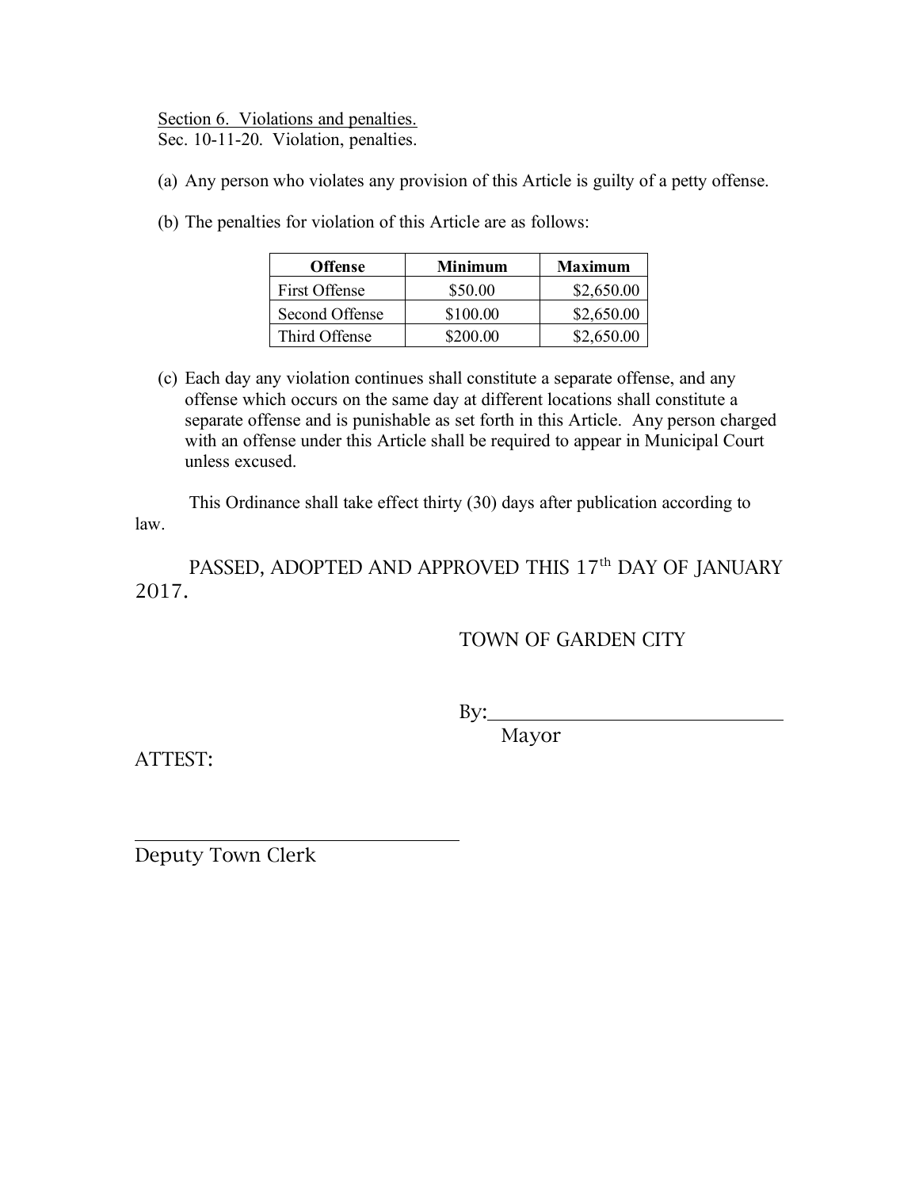Section 6. Violations and penalties.
Sec. 10-11-20. Violation, penalties.

(a) Any person who violates any provision of this Article is guilty of a petty offense.

(b) The penalties for violation of this Article are as follows:

| Offense | Minimum | Maximum |
|---|---|---|
| First Offense | $50.00 | $2,650.00 |
| Second Offense | $100.00 | $2,650.00 |
| Third Offense | $200.00 | $2,650.00 |

(c) Each day any violation continues shall constitute a separate offense, and any offense which occurs on the same day at different locations shall constitute a separate offense and is punishable as set forth in this Article. Any person charged with an offense under this Article shall be required to appear in Municipal Court unless excused.

This Ordinance shall take effect thirty (30) days after publication according to law.

PASSED, ADOPTED AND APPROVED THIS 17th DAY OF JANUARY 2017.

TOWN OF GARDEN CITY

By:______________________________
Mayor

ATTEST:

______________________________
Deputy Town Clerk